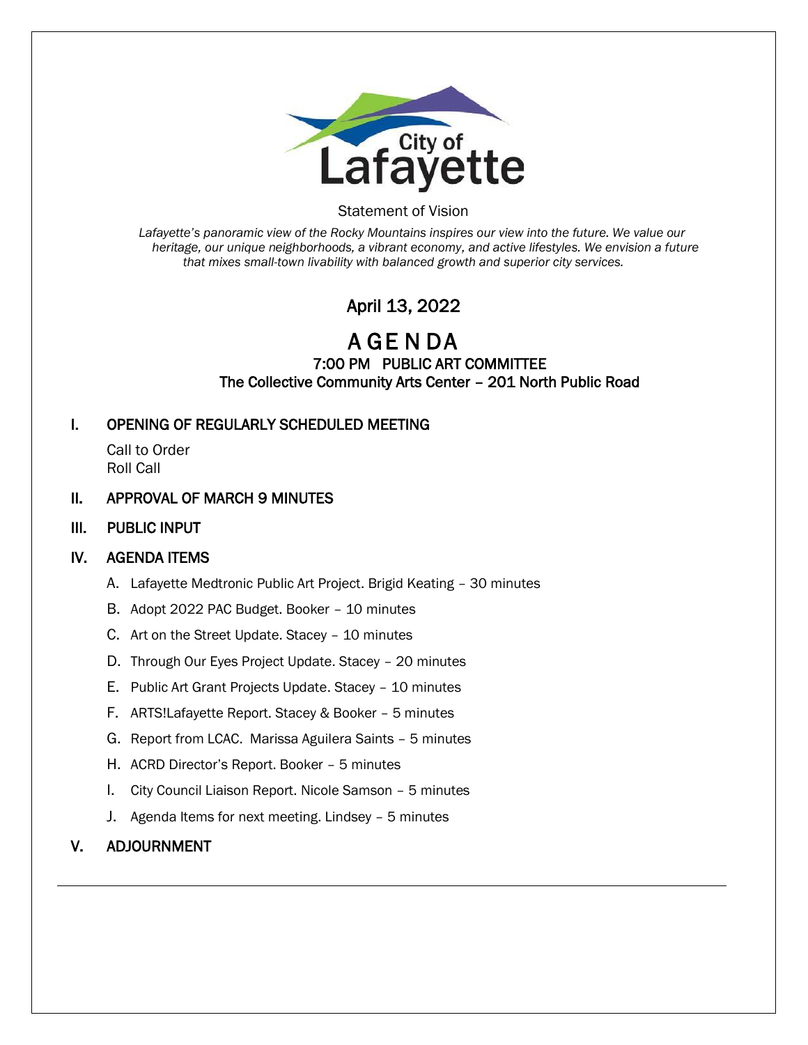City of Lafayette

Statement of Vision

*Lafayette's panoramic view of the Rocky Mountains inspires our view into the future. We value our heritage, our unique neighborhoods, a vibrant economy, and active lifestyles. We envision a future that mixes small-town livability with balanced growth and superior city services.*

April 13, 2022

# AGENDA

## 7:00 PM PUBLIC ART COMMITTEE

## The Collective Community Arts Center – 201 North Public Road

### I. OPENING OF REGULARLY SCHEDULED MEETING

Call to Order
Roll Call

### II. APPROVAL OF MARCH 9 MINUTES

### III. PUBLIC INPUT

### IV. AGENDA ITEMS

A. Lafayette Medtronic Public Art Project. Brigid Keating – 30 minutes

B. Adopt 2022 PAC Budget. Booker – 10 minutes

C. Art on the Street Update. Stacey – 10 minutes

D. Through Our Eyes Project Update. Stacey – 20 minutes

E. Public Art Grant Projects Update. Stacey – 10 minutes

F. ARTS!Lafayette Report. Stacey & Booker – 5 minutes

G. Report from LCAC. Marissa Aguilera Saints – 5 minutes

H. ACRD Director's Report. Booker – 5 minutes

I. City Council Liaison Report. Nicole Samson – 5 minutes

J. Agenda Items for next meeting. Lindsey – 5 minutes

### V. ADJOURNMENT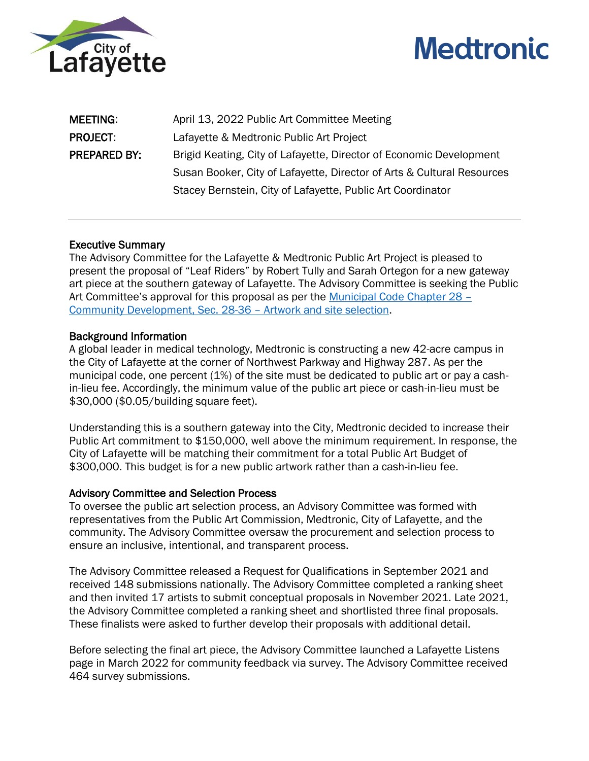| | |
|---|---|
| **MEETING:** | April 13, 2022 Public Art Committee Meeting |
| **PROJECT:** | Lafayette & Medtronic Public Art Project |
| **PREPARED BY:** | Brigid Keating, City of Lafayette, Director of Economic Development<br>Susan Booker, City of Lafayette, Director of Arts & Cultural Resources<br>Stacey Bernstein, City of Lafayette, Public Art Coordinator |

---

### Executive Summary

The Advisory Committee for the Lafayette & Medtronic Public Art Project is pleased to present the proposal of "Leaf Riders" by Robert Tully and Sarah Ortegon for a new gateway art piece at the southern gateway of Lafayette. The Advisory Committee is seeking the Public Art Committee's approval for this proposal as per the Municipal Code Chapter 28 – Community Development, Sec. 28-36 – Artwork and site selection.

### Background Information

A global leader in medical technology, Medtronic is constructing a new 42-acre campus in the City of Lafayette at the corner of Northwest Parkway and Highway 287. As per the municipal code, one percent (1%) of the site must be dedicated to public art or pay a cash-in-lieu fee. Accordingly, the minimum value of the public art piece or cash-in-lieu must be $30,000 ($0.05/building square feet).

Understanding this is a southern gateway into the City, Medtronic decided to increase their Public Art commitment to $150,000, well above the minimum requirement. In response, the City of Lafayette will be matching their commitment for a total Public Art Budget of $300,000. This budget is for a new public artwork rather than a cash-in-lieu fee.

### Advisory Committee and Selection Process

To oversee the public art selection process, an Advisory Committee was formed with representatives from the Public Art Commission, Medtronic, City of Lafayette, and the community. The Advisory Committee oversaw the procurement and selection process to ensure an inclusive, intentional, and transparent process.

The Advisory Committee released a Request for Qualifications in September 2021 and received 148 submissions nationally. The Advisory Committee completed a ranking sheet and then invited 17 artists to submit conceptual proposals in November 2021. Late 2021, the Advisory Committee completed a ranking sheet and shortlisted three final proposals. These finalists were asked to further develop their proposals with additional detail.

Before selecting the final art piece, the Advisory Committee launched a Lafayette Listens page in March 2022 for community feedback via survey. The Advisory Committee received 464 survey submissions.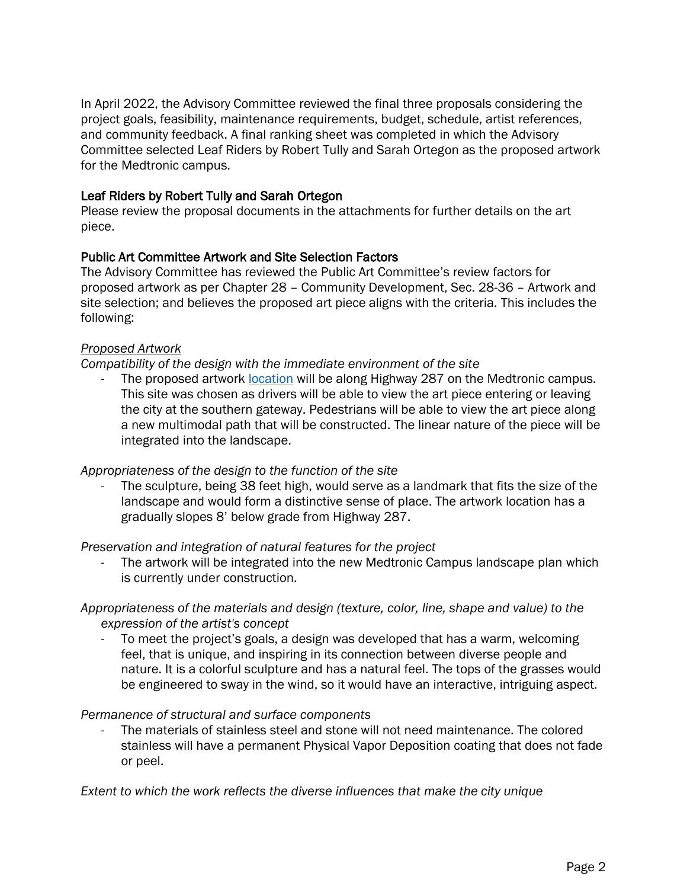In April 2022, the Advisory Committee reviewed the final three proposals considering the project goals, feasibility, maintenance requirements, budget, schedule, artist references, and community feedback. A final ranking sheet was completed in which the Advisory Committee selected Leaf Riders by Robert Tully and Sarah Ortegon as the proposed artwork for the Medtronic campus.

### Leaf Riders by Robert Tully and Sarah Ortegon

Please review the proposal documents in the attachments for further details on the art piece.

### Public Art Committee Artwork and Site Selection Factors

The Advisory Committee has reviewed the Public Art Committee's review factors for proposed artwork as per Chapter 28 – Community Development, Sec. 28-36 – Artwork and site selection; and believes the proposed art piece aligns with the criteria. This includes the following:

*Proposed Artwork*

*Compatibility of the design with the immediate environment of the site*

- The proposed artwork location will be along Highway 287 on the Medtronic campus. This site was chosen as drivers will be able to view the art piece entering or leaving the city at the southern gateway. Pedestrians will be able to view the art piece along a new multimodal path that will be constructed. The linear nature of the piece will be integrated into the landscape.

*Appropriateness of the design to the function of the site*

- The sculpture, being 38 feet high, would serve as a landmark that fits the size of the landscape and would form a distinctive sense of place. The artwork location has a gradually slopes 8' below grade from Highway 287.

*Preservation and integration of natural features for the project*

- The artwork will be integrated into the new Medtronic Campus landscape plan which is currently under construction.

*Appropriateness of the materials and design (texture, color, line, shape and value) to the expression of the artist's concept*

- To meet the project's goals, a design was developed that has a warm, welcoming feel, that is unique, and inspiring in its connection between diverse people and nature. It is a colorful sculpture and has a natural feel. The tops of the grasses would be engineered to sway in the wind, so it would have an interactive, intriguing aspect.

*Permanence of structural and surface components*

- The materials of stainless steel and stone will not need maintenance. The colored stainless will have a permanent Physical Vapor Deposition coating that does not fade or peel.

*Extent to which the work reflects the diverse influences that make the city unique*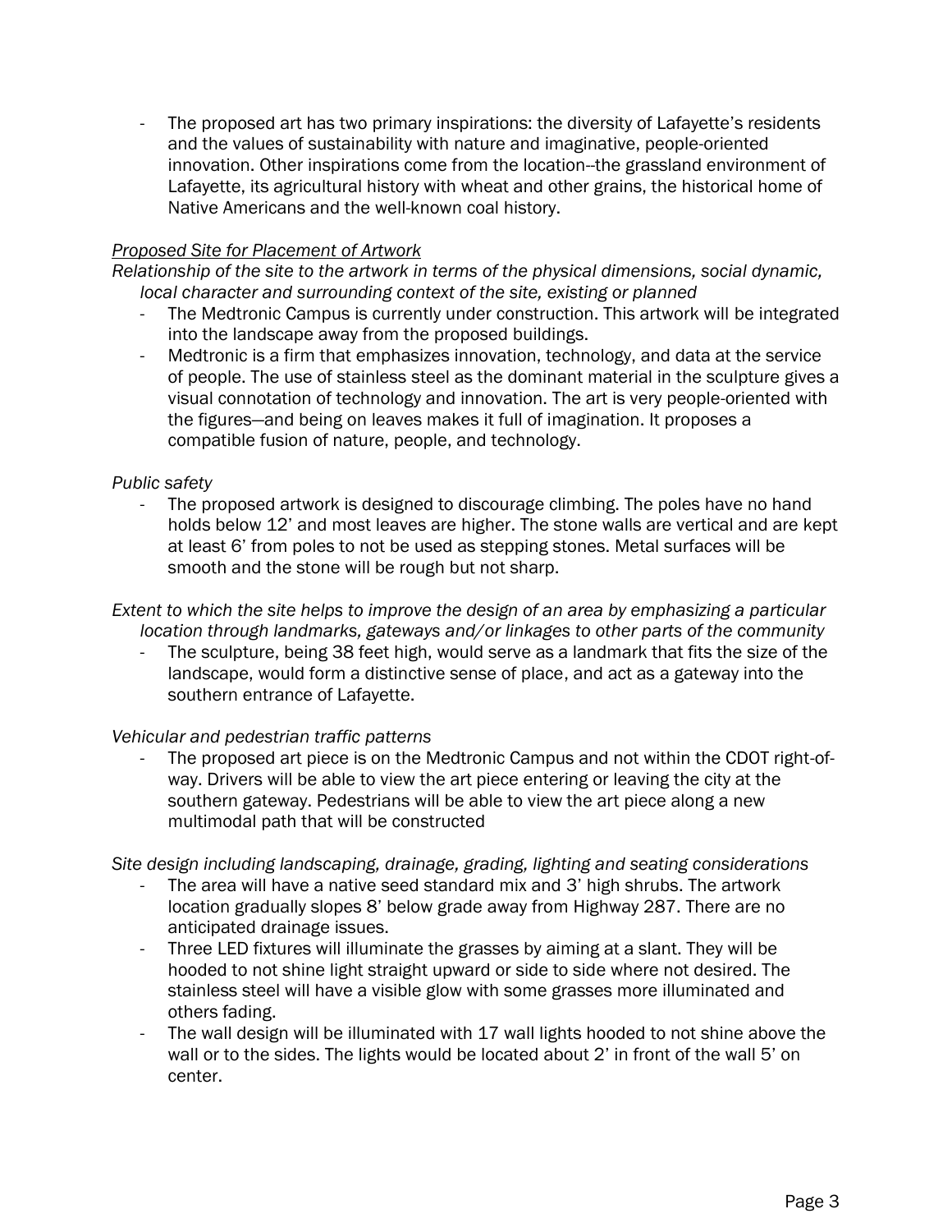- The proposed art has two primary inspirations: the diversity of Lafayette's residents and the values of sustainability with nature and imaginative, people-oriented innovation. Other inspirations come from the location--the grassland environment of Lafayette, its agricultural history with wheat and other grains, the historical home of Native Americans and the well-known coal history.

<u>*Proposed Site for Placement of Artwork*</u>

*Relationship of the site to the artwork in terms of the physical dimensions, social dynamic, local character and surrounding context of the site, existing or planned*

- The Medtronic Campus is currently under construction. This artwork will be integrated into the landscape away from the proposed buildings.
- Medtronic is a firm that emphasizes innovation, technology, and data at the service of people. The use of stainless steel as the dominant material in the sculpture gives a visual connotation of technology and innovation. The art is very people-oriented with the figures—and being on leaves makes it full of imagination. It proposes a compatible fusion of nature, people, and technology.

*Public safety*

- The proposed artwork is designed to discourage climbing. The poles have no hand holds below 12' and most leaves are higher. The stone walls are vertical and are kept at least 6' from poles to not be used as stepping stones. Metal surfaces will be smooth and the stone will be rough but not sharp.

*Extent to which the site helps to improve the design of an area by emphasizing a particular location through landmarks, gateways and/or linkages to other parts of the community*

- The sculpture, being 38 feet high, would serve as a landmark that fits the size of the landscape, would form a distinctive sense of place, and act as a gateway into the southern entrance of Lafayette.

*Vehicular and pedestrian traffic patterns*

- The proposed art piece is on the Medtronic Campus and not within the CDOT right-of-way. Drivers will be able to view the art piece entering or leaving the city at the southern gateway. Pedestrians will be able to view the art piece along a new multimodal path that will be constructed

*Site design including landscaping, drainage, grading, lighting and seating considerations*

- The area will have a native seed standard mix and 3' high shrubs. The artwork location gradually slopes 8' below grade away from Highway 287. There are no anticipated drainage issues.
- Three LED fixtures will illuminate the grasses by aiming at a slant. They will be hooded to not shine light straight upward or side to side where not desired. The stainless steel will have a visible glow with some grasses more illuminated and others fading.
- The wall design will be illuminated with 17 wall lights hooded to not shine above the wall or to the sides. The lights would be located about 2' in front of the wall 5' on center.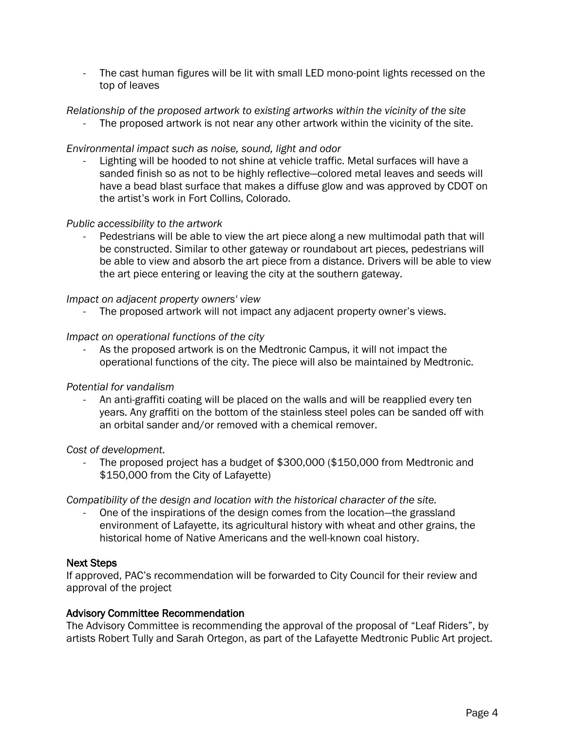- The cast human figures will be lit with small LED mono-point lights recessed on the top of leaves

*Relationship of the proposed artwork to existing artworks within the vicinity of the site*

- The proposed artwork is not near any other artwork within the vicinity of the site.

*Environmental impact such as noise, sound, light and odor*

- Lighting will be hooded to not shine at vehicle traffic. Metal surfaces will have a sanded finish so as not to be highly reflective—colored metal leaves and seeds will have a bead blast surface that makes a diffuse glow and was approved by CDOT on the artist's work in Fort Collins, Colorado.

*Public accessibility to the artwork*

- Pedestrians will be able to view the art piece along a new multimodal path that will be constructed. Similar to other gateway or roundabout art pieces, pedestrians will be able to view and absorb the art piece from a distance. Drivers will be able to view the art piece entering or leaving the city at the southern gateway.

*Impact on adjacent property owners' view*

- The proposed artwork will not impact any adjacent property owner's views.

*Impact on operational functions of the city*

- As the proposed artwork is on the Medtronic Campus, it will not impact the operational functions of the city. The piece will also be maintained by Medtronic.

*Potential for vandalism*

- An anti-graffiti coating will be placed on the walls and will be reapplied every ten years. Any graffiti on the bottom of the stainless steel poles can be sanded off with an orbital sander and/or removed with a chemical remover.

*Cost of development.*

- The proposed project has a budget of $300,000 ($150,000 from Medtronic and $150,000 from the City of Lafayette)

*Compatibility of the design and location with the historical character of the site.*

- One of the inspirations of the design comes from the location—the grassland environment of Lafayette, its agricultural history with wheat and other grains, the historical home of Native Americans and the well-known coal history.

## Next Steps

If approved, PAC's recommendation will be forwarded to City Council for their review and approval of the project

## Advisory Committee Recommendation

The Advisory Committee is recommending the approval of the proposal of "Leaf Riders", by artists Robert Tully and Sarah Ortegon, as part of the Lafayette Medtronic Public Art project.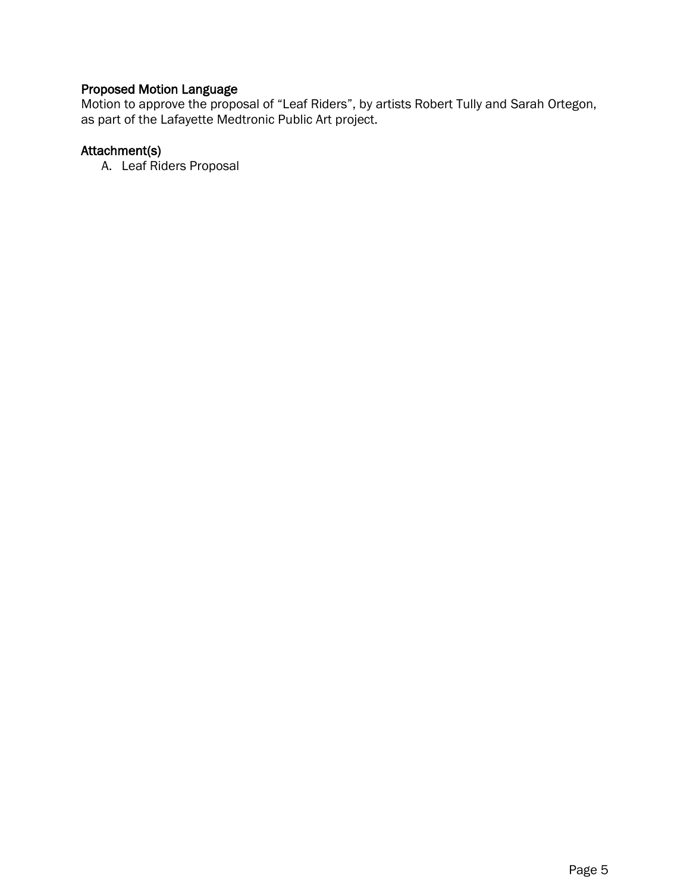### Proposed Motion Language

Motion to approve the proposal of "Leaf Riders", by artists Robert Tully and Sarah Ortegon, as part of the Lafayette Medtronic Public Art project.

### Attachment(s)

A. Leaf Riders Proposal